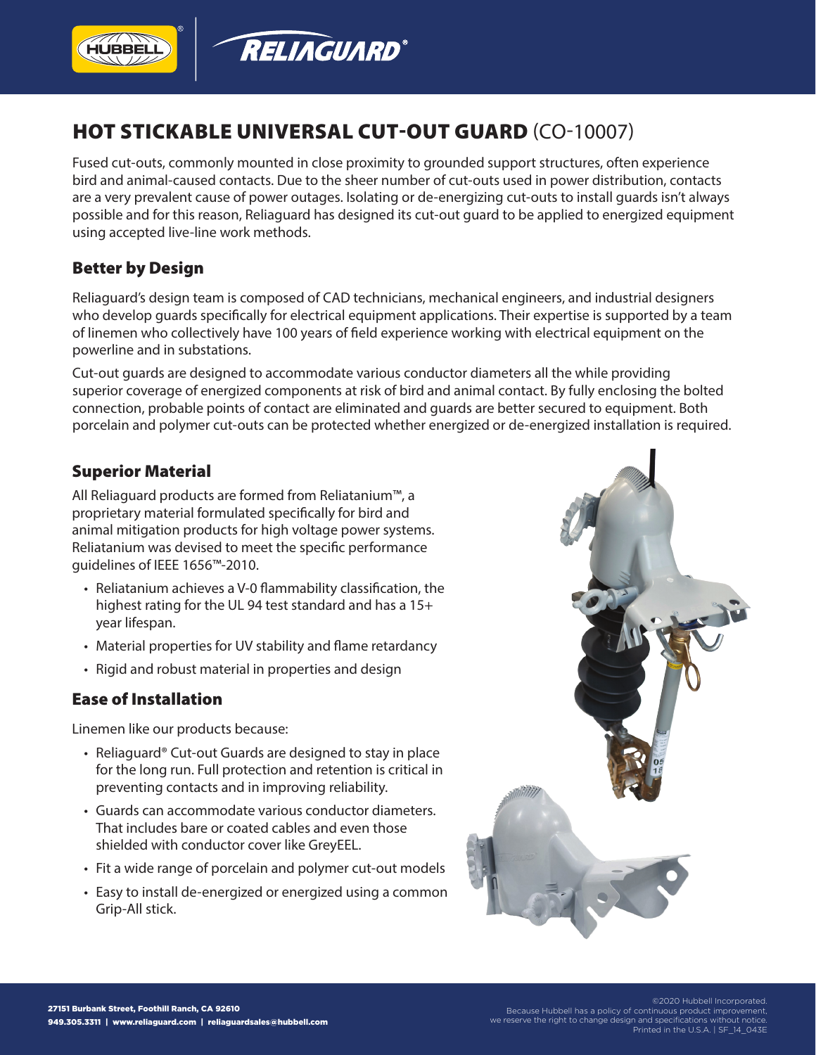# HOT STICKABLE UNIVERSAL CUT-OUT GUARD (CO-10007)

Fused cut-outs, commonly mounted in close proximity to grounded support structures, often experience bird and animal-caused contacts. Due to the sheer number of cut-outs used in power distribution, contacts are a very prevalent cause of power outages. Isolating or de-energizing cut-outs to install guards isn't always possible and for this reason, Reliaguard has designed its cut-out guard to be applied to energized equipment using accepted live-line work methods.

## Better by Design

Reliaguard's design team is composed of CAD technicians, mechanical engineers, and industrial designers who develop guards specifically for electrical equipment applications. Their expertise is supported by a team of linemen who collectively have 100 years of field experience working with electrical equipment on the powerline and in substations.

Cut-out guards are designed to accommodate various conductor diameters all the while providing superior coverage of energized components at risk of bird and animal contact. By fully enclosing the bolted connection, probable points of contact are eliminated and guards are better secured to equipment. Both porcelain and polymer cut-outs can be protected whether energized or de-energized installation is required.

## Superior Material

All Reliaguard products are formed from Reliatanium™, a proprietary material formulated specifically for bird and animal mitigation products for high voltage power systems. Reliatanium was devised to meet the specific performance guidelines of IEEE 1656™-2010.

- Reliatanium achieves a V-0 flammability classification, the highest rating for the UL 94 test standard and has a 15+ year lifespan.
- Material properties for UV stability and flame retardancy
- Rigid and robust material in properties and design

## Ease of Installation

Linemen like our products because:

- Reliaguard® Cut-out Guards are designed to stay in place for the long run. Full protection and retention is critical in preventing contacts and in improving reliability.
- Guards can accommodate various conductor diameters. That includes bare or coated cables and even those shielded with conductor cover like GreyEEL.
- Fit a wide range of porcelain and polymer cut-out models
- Easy to install de-energized or energized using a common Grip-All stick.

27151 Burbank Street, Foothill Ranch, CA 92610
949.305.3311 | www.reliaguard.com | reliaguardsales@hubbell.com

©2020 Hubbell Incorporated.
Because Hubbell has a policy of continuous product improvement, we reserve the right to change design and specifications without notice.
Printed in the U.S.A. | SF_14_043E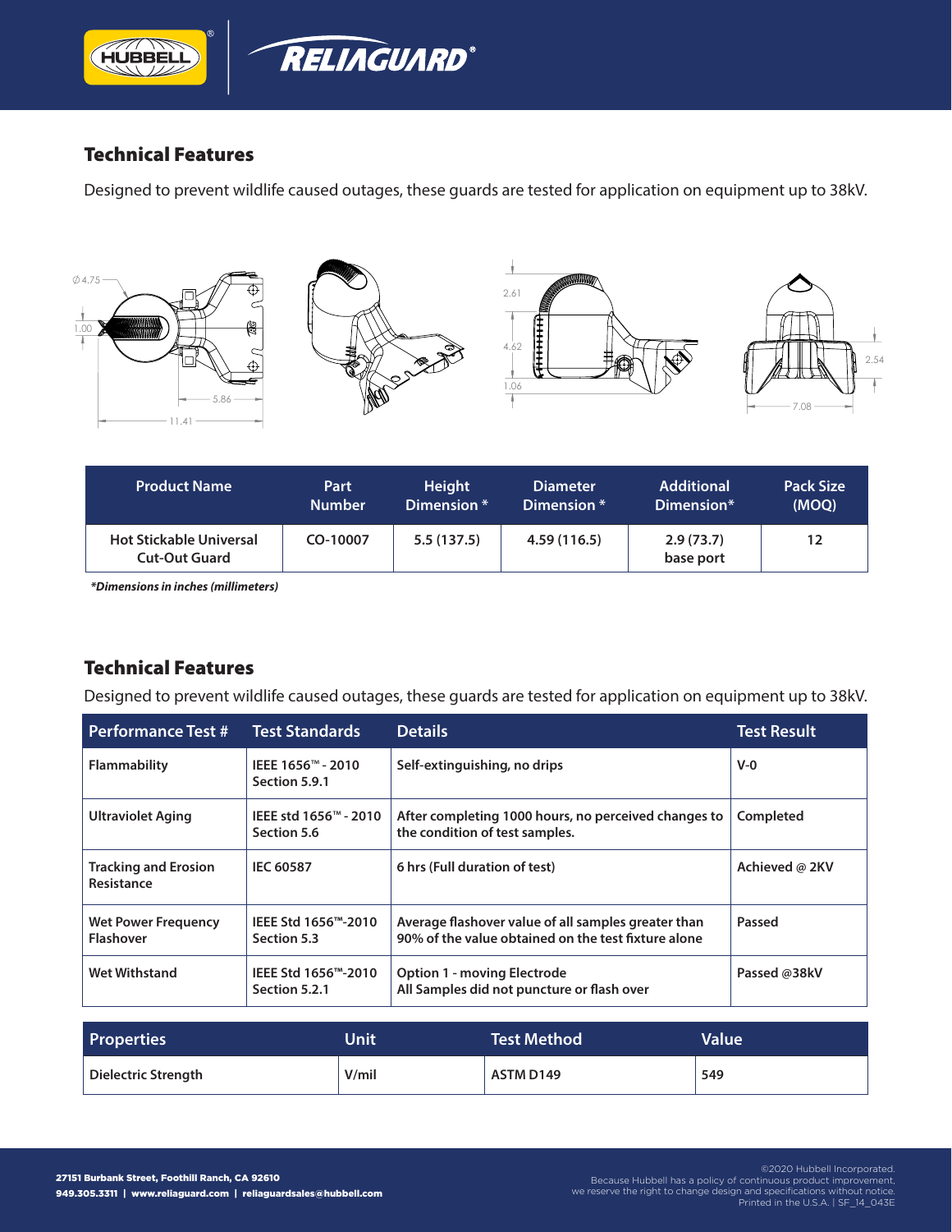## Technical Features

Designed to prevent wildlife caused outages, these guards are tested for application on equipment up to 38kV.

∅4.75
1.00
5.86
11.41
2.61
4.62
1.06
2.54
7.08

| Product Name | Part Number | Height Dimension * | Diameter Dimension * | Additional Dimension* | Pack Size (MOQ) |
|---|---|---|---|---|---|
| Hot Stickable Universal Cut-Out Guard | CO-10007 | 5.5 (137.5) | 4.59 (116.5) | 2.9 (73.7) base port | 12 |

***Dimensions in inches (millimeters)**

## Technical Features

Designed to prevent wildlife caused outages, these guards are tested for application on equipment up to 38kV.

| Performance Test # | Test Standards | Details | Test Result |
|---|---|---|---|
| Flammability | IEEE 1656™ - 2010 Section 5.9.1 | Self-extinguishing, no drips | V-0 |
| Ultraviolet Aging | IEEE std 1656™ - 2010 Section 5.6 | After completing 1000 hours, no perceived changes to the condition of test samples. | Completed |
| Tracking and Erosion Resistance | IEC 60587 | 6 hrs (Full duration of test) | Achieved @ 2KV |
| Wet Power Frequency Flashover | IEEE Std 1656™-2010 Section 5.3 | Average flashover value of all samples greater than 90% of the value obtained on the test fixture alone | Passed |
| Wet Withstand | IEEE Std 1656™-2010 Section 5.2.1 | Option 1 - moving Electrode<br>All Samples did not puncture or flash over | Passed @38kV |

| Properties | Unit | Test Method | Value |
|---|---|---|---|
| Dielectric Strength | V/mil | ASTM D149 | 549 |

**27151 Burbank Street, Foothill Ranch, CA 92610**
**949.305.3311 | www.reliaguard.com | reliaguardsales@hubbell.com**

©2020 Hubbell Incorporated.
Because Hubbell has a policy of continuous product improvement, we reserve the right to change design and specifications without notice.
Printed in the U.S.A. | SF_14_043E